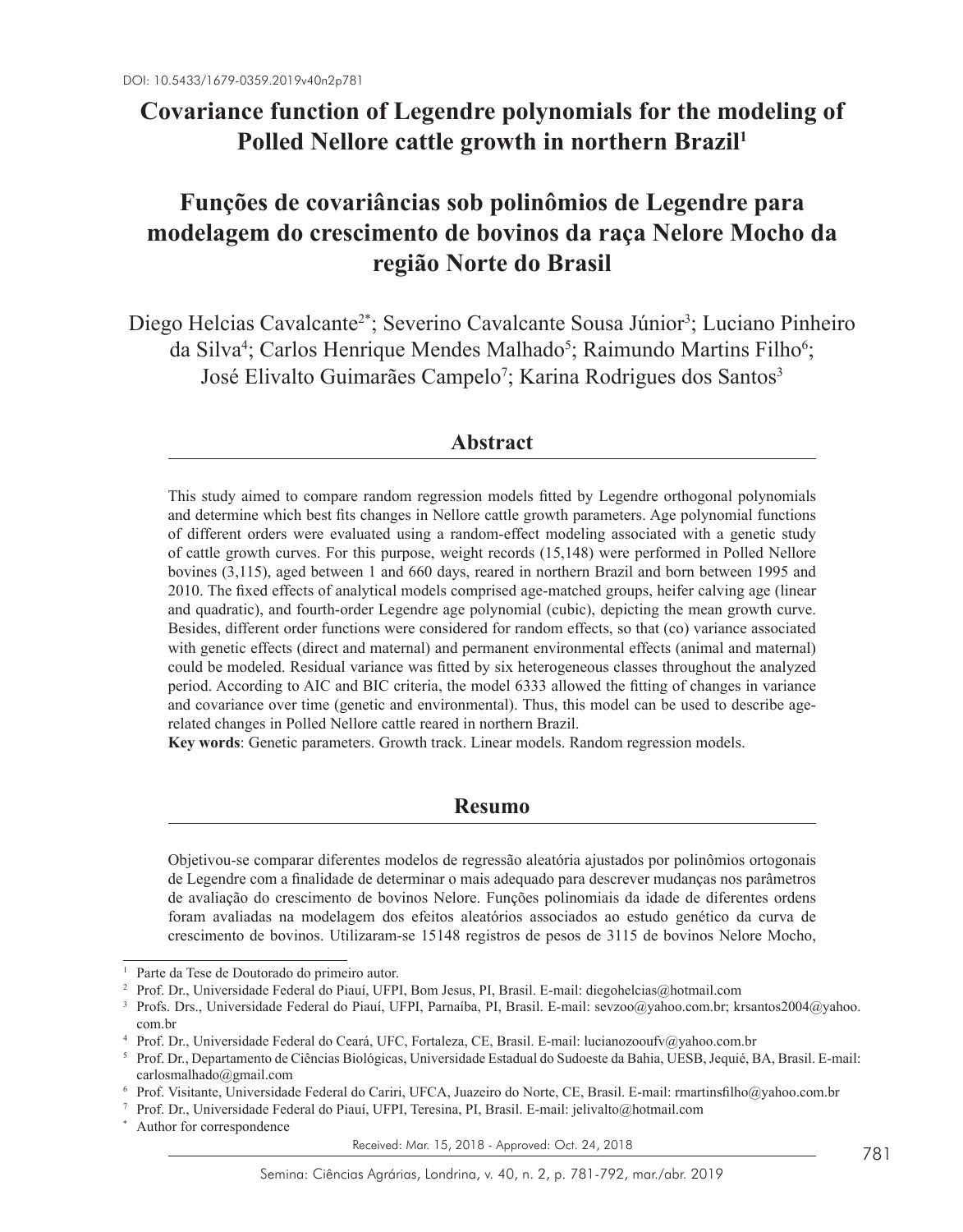DOI: 10.5433/1679-0359.2019v40n2p781

# Covariance function of Legendre polynomials for the modeling of Polled Nellore cattle growth in northern Brazil[1]

# Funções de covariâncias sob polinômios de Legendre para modelagem do crescimento de bovinos da raça Nelore Mocho da região Norte do Brasil

Diego Helcias Cavalcante[2*]; Severino Cavalcante Sousa Júnior[3]; Luciano Pinheiro da Silva[4]; Carlos Henrique Mendes Malhado[5]; Raimundo Martins Filho[6]; José Elivalto Guimarães Campelo[7]; Karina Rodrigues dos Santos[3]

## Abstract

This study aimed to compare random regression models fitted by Legendre orthogonal polynomials and determine which best fits changes in Nellore cattle growth parameters. Age polynomial functions of different orders were evaluated using a random-effect modeling associated with a genetic study of cattle growth curves. For this purpose, weight records (15,148) were performed in Polled Nellore bovines (3,115), aged between 1 and 660 days, reared in northern Brazil and born between 1995 and 2010. The fixed effects of analytical models comprised age-matched groups, heifer calving age (linear and quadratic), and fourth-order Legendre age polynomial (cubic), depicting the mean growth curve. Besides, different order functions were considered for random effects, so that (co) variance associated with genetic effects (direct and maternal) and permanent environmental effects (animal and maternal) could be modeled. Residual variance was fitted by six heterogeneous classes throughout the analyzed period. According to AIC and BIC criteria, the model 6333 allowed the fitting of changes in variance and covariance over time (genetic and environmental). Thus, this model can be used to describe age-related changes in Polled Nellore cattle reared in northern Brazil.

**Key words**: Genetic parameters. Growth track. Linear models. Random regression models.

## Resumo

Objetivou-se comparar diferentes modelos de regressão aleatória ajustados por polinômios ortogonais de Legendre com a finalidade de determinar o mais adequado para descrever mudanças nos parâmetros de avaliação do crescimento de bovinos Nelore. Funções polinomiais da idade de diferentes ordens foram avaliadas na modelagem dos efeitos aleatórios associados ao estudo genético da curva de crescimento de bovinos. Utilizaram-se 15148 registros de pesos de 3115 de bovinos Nelore Mocho,

---

[1] Parte da Tese de Doutorado do primeiro autor.

[2] Prof. Dr., Universidade Federal do Piauí, UFPI, Bom Jesus, PI, Brasil. E-mail: diegohelcias@hotmail.com

[3] Profs. Drs., Universidade Federal do Piauí, UFPI, Parnaíba, PI, Brasil. E-mail: sevzoo@yahoo.com.br; krsantos2004@yahoo.com.br

[4] Prof. Dr., Universidade Federal do Ceará, UFC, Fortaleza, CE, Brasil. E-mail: lucianozooufv@yahoo.com.br

[5] Prof. Dr., Departamento de Ciências Biológicas, Universidade Estadual do Sudoeste da Bahia, UESB, Jequié, BA, Brasil. E-mail: carlosmalhado@gmail.com

[6] Prof. Visitante, Universidade Federal do Cariri, UFCA, Juazeiro do Norte, CE, Brasil. E-mail: rmartinsfilho@yahoo.com.br

[7] Prof. Dr., Universidade Federal do Piauí, UFPI, Teresina, PI, Brasil. E-mail: jelivalto@hotmail.com

[*] Author for correspondence

Received: Mar. 15, 2018 - Approved: Oct. 24, 2018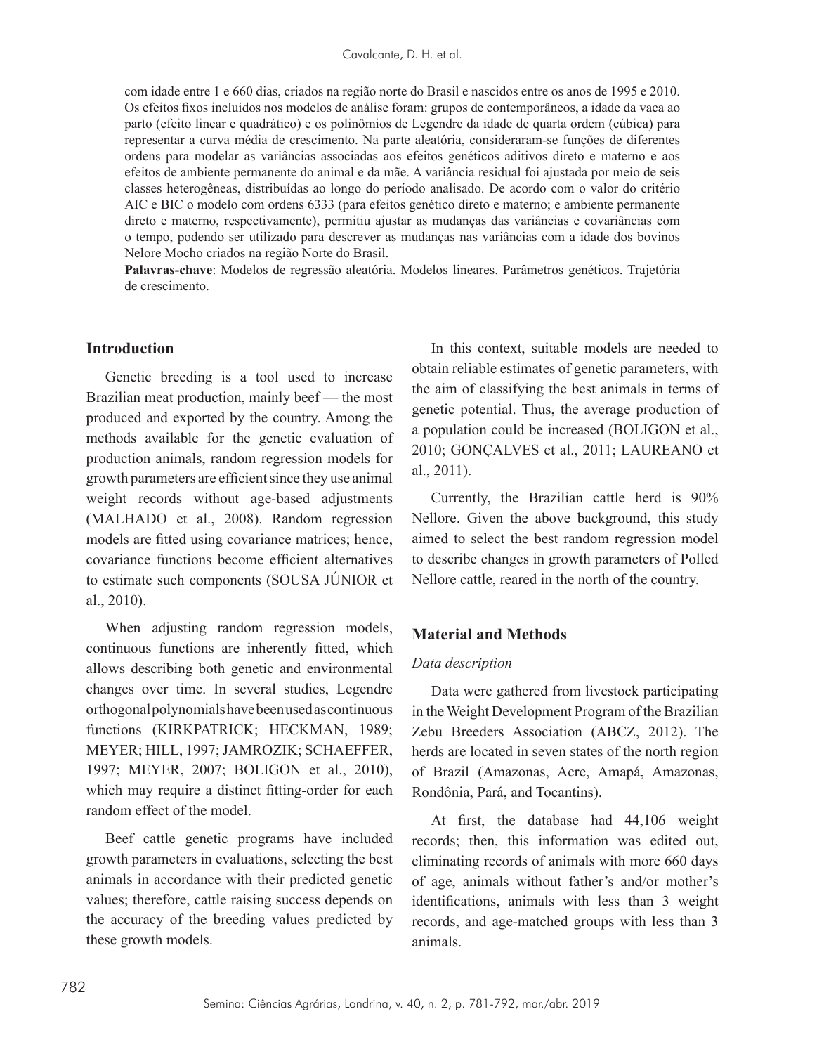com idade entre 1 e 660 dias, criados na região norte do Brasil e nascidos entre os anos de 1995 e 2010. Os efeitos fixos incluídos nos modelos de análise foram: grupos de contemporâneos, a idade da vaca ao parto (efeito linear e quadrático) e os polinômios de Legendre da idade de quarta ordem (cúbica) para representar a curva média de crescimento. Na parte aleatória, consideraram-se funções de diferentes ordens para modelar as variâncias associadas aos efeitos genéticos aditivos direto e materno e aos efeitos de ambiente permanente do animal e da mãe. A variância residual foi ajustada por meio de seis classes heterogêneas, distribuídas ao longo do período analisado. De acordo com o valor do critério AIC e BIC o modelo com ordens 6333 (para efeitos genético direto e materno; e ambiente permanente direto e materno, respectivamente), permitiu ajustar as mudanças das variâncias e covariâncias com o tempo, podendo ser utilizado para descrever as mudanças nas variâncias com a idade dos bovinos Nelore Mocho criados na região Norte do Brasil.

**Palavras-chave**: Modelos de regressão aleatória. Modelos lineares. Parâmetros genéticos. Trajetória de crescimento.

## Introduction

Genetic breeding is a tool used to increase Brazilian meat production, mainly beef — the most produced and exported by the country. Among the methods available for the genetic evaluation of production animals, random regression models for growth parameters are efficient since they use animal weight records without age-based adjustments (MALHADO et al., 2008). Random regression models are fitted using covariance matrices; hence, covariance functions become efficient alternatives to estimate such components (SOUSA JÚNIOR et al., 2010).

When adjusting random regression models, continuous functions are inherently fitted, which allows describing both genetic and environmental changes over time. In several studies, Legendre orthogonal polynomials have been used as continuous functions (KIRKPATRICK; HECKMAN, 1989; MEYER; HILL, 1997; JAMROZIK; SCHAEFFER, 1997; MEYER, 2007; BOLIGON et al., 2010), which may require a distinct fitting-order for each random effect of the model.

Beef cattle genetic programs have included growth parameters in evaluations, selecting the best animals in accordance with their predicted genetic values; therefore, cattle raising success depends on the accuracy of the breeding values predicted by these growth models.

In this context, suitable models are needed to obtain reliable estimates of genetic parameters, with the aim of classifying the best animals in terms of genetic potential. Thus, the average production of a population could be increased (BOLIGON et al., 2010; GONÇALVES et al., 2011; LAUREANO et al., 2011).

Currently, the Brazilian cattle herd is 90% Nellore. Given the above background, this study aimed to select the best random regression model to describe changes in growth parameters of Polled Nellore cattle, reared in the north of the country.

## Material and Methods

### *Data description*

Data were gathered from livestock participating in the Weight Development Program of the Brazilian Zebu Breeders Association (ABCZ, 2012). The herds are located in seven states of the north region of Brazil (Amazonas, Acre, Amapá, Amazonas, Rondônia, Pará, and Tocantins).

At first, the database had 44,106 weight records; then, this information was edited out, eliminating records of animals with more 660 days of age, animals without father's and/or mother's identifications, animals with less than 3 weight records, and age-matched groups with less than 3 animals.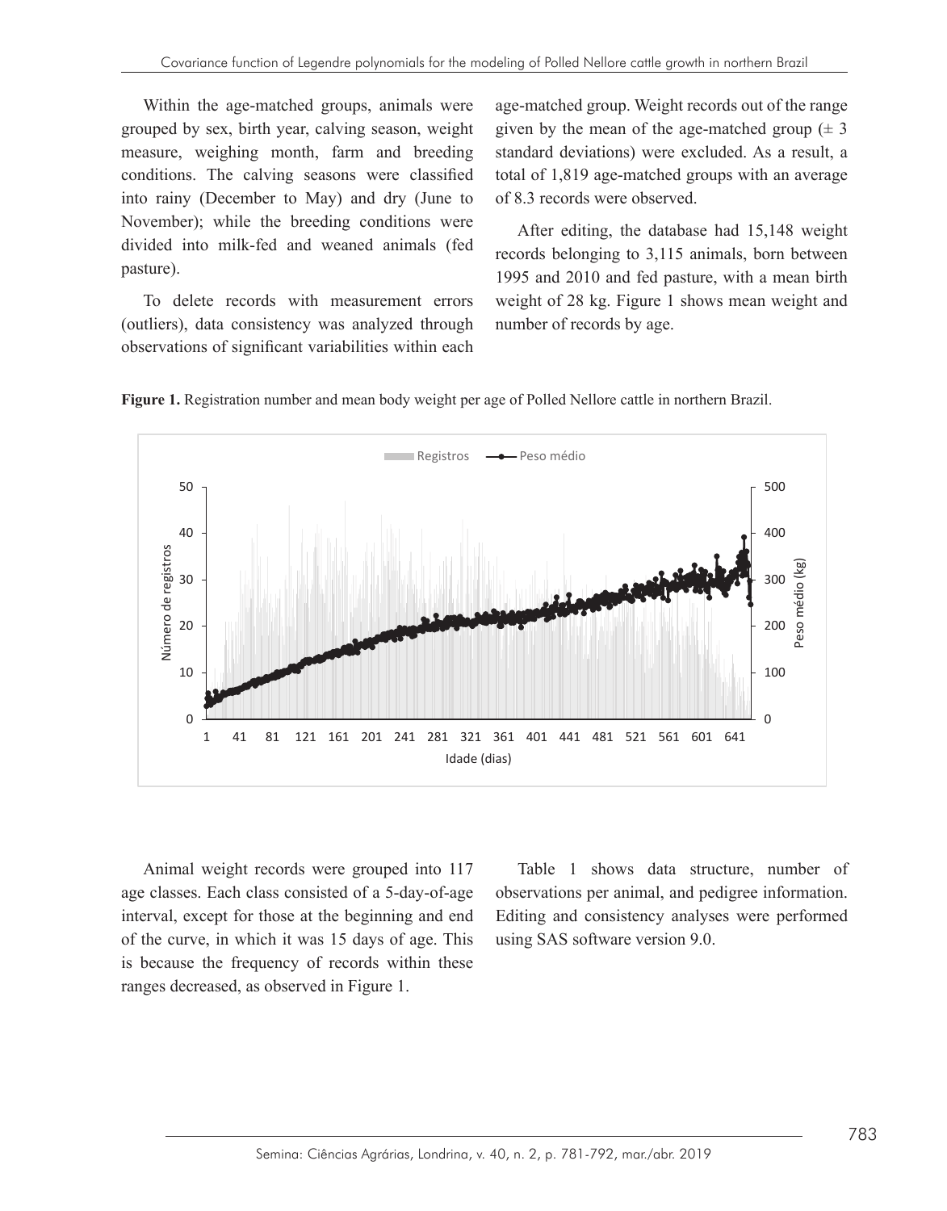Within the age-matched groups, animals were grouped by sex, birth year, calving season, weight measure, weighing month, farm and breeding conditions. The calving seasons were classified into rainy (December to May) and dry (June to November); while the breeding conditions were divided into milk-fed and weaned animals (fed pasture).

To delete records with measurement errors (outliers), data consistency was analyzed through observations of significant variabilities within each age-matched group. Weight records out of the range given by the mean of the age-matched group (± 3 standard deviations) were excluded. As a result, a total of 1,819 age-matched groups with an average of 8.3 records were observed.

After editing, the database had 15,148 weight records belonging to 3,115 animals, born between 1995 and 2010 and fed pasture, with a mean birth weight of 28 kg. Figure 1 shows mean weight and number of records by age.

**Figure 1.** Registration number and mean body weight per age of Polled Nellore cattle in northern Brazil.

Animal weight records were grouped into 117 age classes. Each class consisted of a 5-day-of-age interval, except for those at the beginning and end of the curve, in which it was 15 days of age. This is because the frequency of records within these ranges decreased, as observed in Figure 1.

Table 1 shows data structure, number of observations per animal, and pedigree information. Editing and consistency analyses were performed using SAS software version 9.0.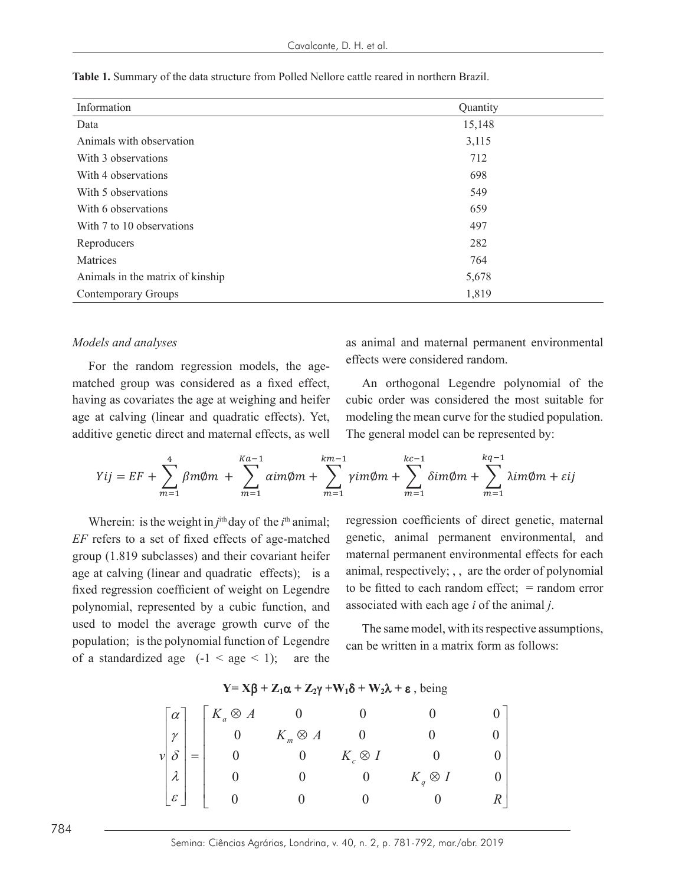**Table 1.** Summary of the data structure from Polled Nellore cattle reared in northern Brazil.

| Information | Quantity |
|---|---|
| Data | 15,148 |
| Animals with observation | 3,115 |
| With 3 observations | 712 |
| With 4 observations | 698 |
| With 5 observations | 549 |
| With 6 observations | 659 |
| With 7 to 10 observations | 497 |
| Reproducers | 282 |
| Matrices | 764 |
| Animals in the matrix of kinship | 5,678 |
| Contemporary Groups | 1,819 |

*Models and analyses*

For the random regression models, the age-matched group was considered as a fixed effect, having as covariates the age at weighing and heifer age at calving (linear and quadratic effects). Yet, additive genetic direct and maternal effects, as well as animal and maternal permanent environmental effects were considered random.

An orthogonal Legendre polynomial of the cubic order was considered the most suitable for modeling the mean curve for the studied population. The general model can be represented by:

$$Yij = EF + \sum_{m=1}^{4} \beta m\emptyset m + \sum_{m=1}^{Ka-1} \alpha im\emptyset m + \sum_{m=1}^{km-1} \gamma im\emptyset m + \sum_{m=1}^{kc-1} \delta im\emptyset m + \sum_{m=1}^{kq-1} \lambda im\emptyset m + \varepsilon ij$$

Wherein: is the weight in $j^{th}$ day of the $i^{th}$ animal; *EF* refers to a set of fixed effects of age-matched group (1.819 subclasses) and their covariant heifer age at calving (linear and quadratic effects); is a fixed regression coefficient of weight on Legendre polynomial, represented by a cubic function, and used to model the average growth curve of the population; is the polynomial function of Legendre of a standardized age (-1 < age < 1); are the regression coefficients of direct genetic, maternal genetic, animal permanent environmental, and maternal permanent environmental effects for each animal, respectively; , , are the order of polynomial to be fitted to each random effect; = random error associated with each age *i* of the animal *j*.

The same model, with its respective assumptions, can be written in a matrix form as follows:

$$\mathbf{Y} = \mathbf{X}\boldsymbol{\beta} + \mathbf{Z_1}\boldsymbol{\alpha} + \mathbf{Z_2}\boldsymbol{\gamma} + \mathbf{W_1}\boldsymbol{\delta} + \mathbf{W_2}\boldsymbol{\lambda} + \boldsymbol{\varepsilon}\text{, being}$$

$$v\begin{bmatrix} \alpha \\ \gamma \\ \delta \\ \lambda \\ \varepsilon \end{bmatrix} = \begin{bmatrix} K_a \otimes A & 0 & 0 & 0 & 0 \\ 0 & K_m \otimes A & 0 & 0 & 0 \\ 0 & 0 & K_c \otimes I & 0 & 0 \\ 0 & 0 & 0 & K_q \otimes I & 0 \\ 0 & 0 & 0 & 0 & R \end{bmatrix}$$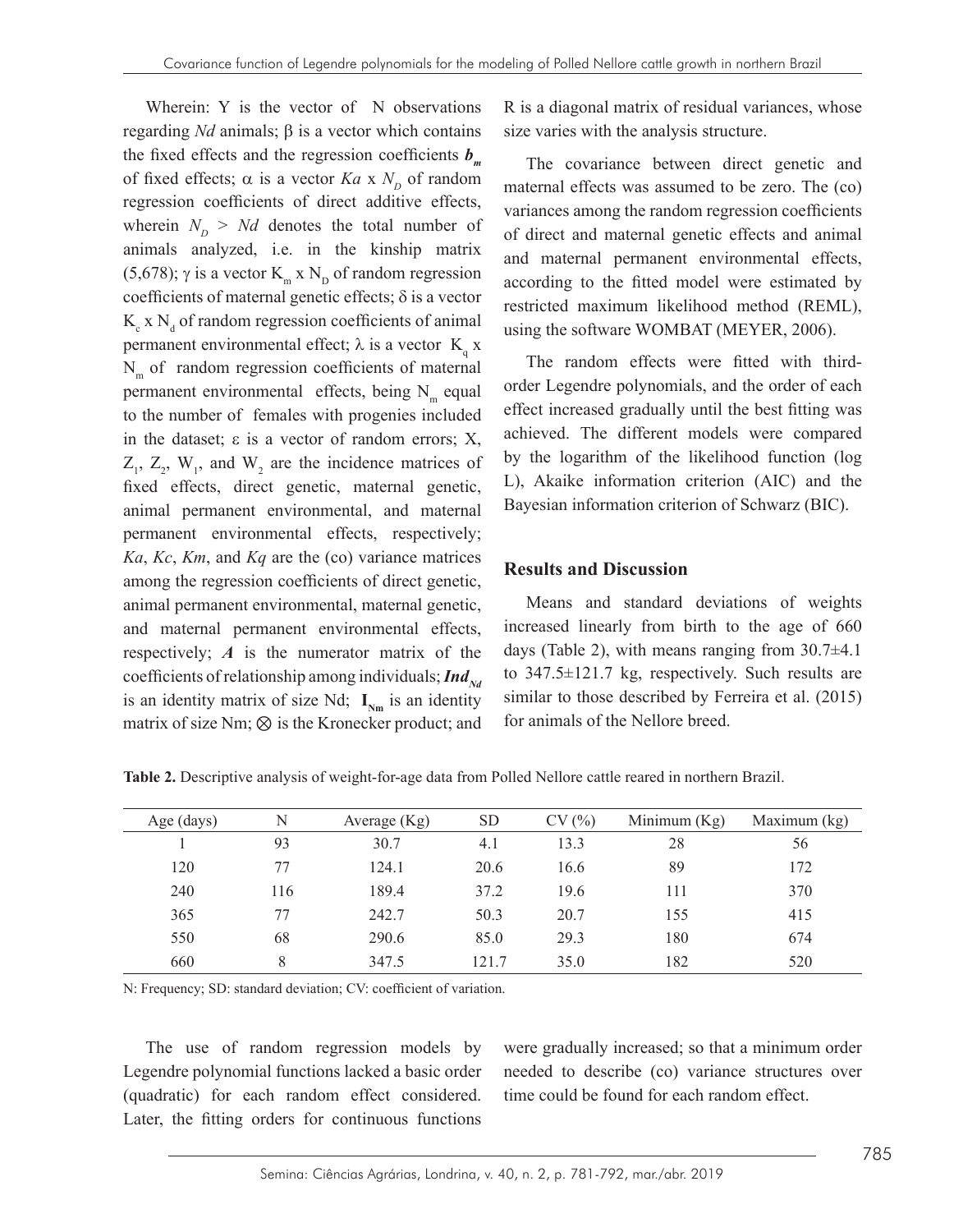Wherein: Y is the vector of N observations regarding *Nd* animals; β is a vector which contains the fixed effects and the regression coefficients $\boldsymbol{b_m}$ of fixed effects; α is a vector $Ka$ x $N_D$ of random regression coefficients of direct additive effects, wherein $N_D > Nd$ denotes the total number of animals analyzed, i.e. in the kinship matrix (5,678); γ is a vector $K_m$ x $N_D$ of random regression coefficients of maternal genetic effects; δ is a vector $K_c$ x $N_d$ of random regression coefficients of animal permanent environmental effect; λ is a vector $K_q$ x $N_m$ of random regression coefficients of maternal permanent environmental effects, being $N_m$ equal to the number of females with progenies included in the dataset; ε is a vector of random errors; X, $Z_1$, $Z_2$, $W_1$, and $W_2$ are the incidence matrices of fixed effects, direct genetic, maternal genetic, animal permanent environmental, and maternal permanent environmental effects, respectively; *Ka*, *Kc*, *Km*, and *Kq* are the (co) variance matrices among the regression coefficients of direct genetic, animal permanent environmental, maternal genetic, and maternal permanent environmental effects, respectively; $\boldsymbol{A}$ is the numerator matrix of the coefficients of relationship among individuals; $\boldsymbol{Ind_{Nd}}$ is an identity matrix of size Nd; $\mathbf{I_{Nm}}$ is an identity matrix of size Nm; ⊗ is the Kronecker product; and R is a diagonal matrix of residual variances, whose size varies with the analysis structure.

The covariance between direct genetic and maternal effects was assumed to be zero. The (co) variances among the random regression coefficients of direct and maternal genetic effects and animal and maternal permanent environmental effects, according to the fitted model were estimated by restricted maximum likelihood method (REML), using the software WOMBAT (MEYER, 2006).

The random effects were fitted with third-order Legendre polynomials, and the order of each effect increased gradually until the best fitting was achieved. The different models were compared by the logarithm of the likelihood function (log L), Akaike information criterion (AIC) and the Bayesian information criterion of Schwarz (BIC).

## Results and Discussion

Means and standard deviations of weights increased linearly from birth to the age of 660 days (Table 2), with means ranging from 30.7±4.1 to 347.5±121.7 kg, respectively. Such results are similar to those described by Ferreira et al. (2015) for animals of the Nellore breed.

**Table 2.** Descriptive analysis of weight-for-age data from Polled Nellore cattle reared in northern Brazil.

| Age (days) | N | Average (Kg) | SD | CV (%) | Minimum (Kg) | Maximum (kg) |
|---|---|---|---|---|---|---|
| 1 | 93 | 30.7 | 4.1 | 13.3 | 28 | 56 |
| 120 | 77 | 124.1 | 20.6 | 16.6 | 89 | 172 |
| 240 | 116 | 189.4 | 37.2 | 19.6 | 111 | 370 |
| 365 | 77 | 242.7 | 50.3 | 20.7 | 155 | 415 |
| 550 | 68 | 290.6 | 85.0 | 29.3 | 180 | 674 |
| 660 | 8 | 347.5 | 121.7 | 35.0 | 182 | 520 |

N: Frequency; SD: standard deviation; CV: coefficient of variation.

The use of random regression models by Legendre polynomial functions lacked a basic order (quadratic) for each random effect considered. Later, the fitting orders for continuous functions were gradually increased; so that a minimum order needed to describe (co) variance structures over time could be found for each random effect.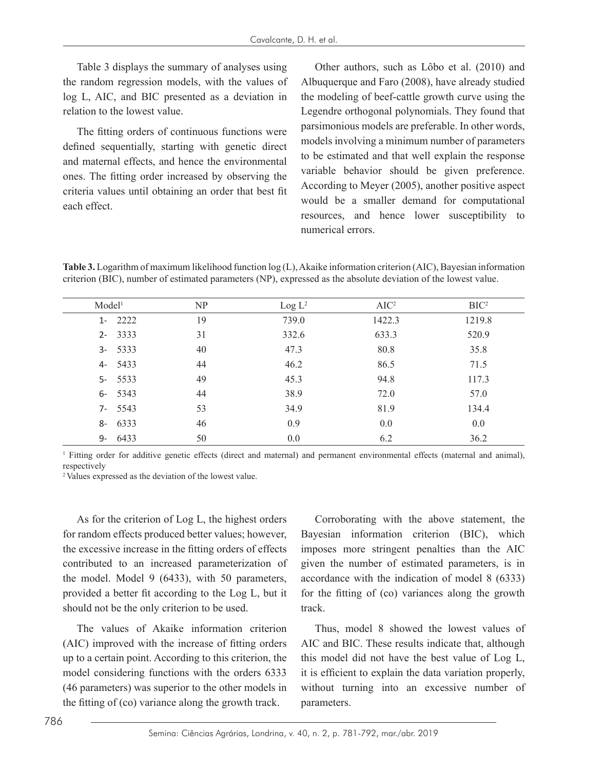Table 3 displays the summary of analyses using the random regression models, with the values of log L, AIC, and BIC presented as a deviation in relation to the lowest value.

The fitting orders of continuous functions were defined sequentially, starting with genetic direct and maternal effects, and hence the environmental ones. The fitting order increased by observing the criteria values until obtaining an order that best fit each effect.

Other authors, such as Lôbo et al. (2010) and Albuquerque and Faro (2008), have already studied the modeling of beef-cattle growth curve using the Legendre orthogonal polynomials. They found that parsimonious models are preferable. In other words, models involving a minimum number of parameters to be estimated and that well explain the response variable behavior should be given preference. According to Meyer (2005), another positive aspect would be a smaller demand for computational resources, and hence lower susceptibility to numerical errors.

**Table 3.** Logarithm of maximum likelihood function log (L), Akaike information criterion (AIC), Bayesian information criterion (BIC), number of estimated parameters (NP), expressed as the absolute deviation of the lowest value.

| Model[1] | NP | Log L[2] | AIC[2] | BIC[2] |
|---|---|---|---|---|
| 1- 2222 | 19 | 739.0 | 1422.3 | 1219.8 |
| 2- 3333 | 31 | 332.6 | 633.3 | 520.9 |
| 3- 5333 | 40 | 47.3 | 80.8 | 35.8 |
| 4- 5433 | 44 | 46.2 | 86.5 | 71.5 |
| 5- 5533 | 49 | 45.3 | 94.8 | 117.3 |
| 6- 5343 | 44 | 38.9 | 72.0 | 57.0 |
| 7- 5543 | 53 | 34.9 | 81.9 | 134.4 |
| 8- 6333 | 46 | 0.9 | 0.0 | 0.0 |
| 9- 6433 | 50 | 0.0 | 6.2 | 36.2 |

[1] Fitting order for additive genetic effects (direct and maternal) and permanent environmental effects (maternal and animal), respectively

[2] Values expressed as the deviation of the lowest value.

As for the criterion of Log L, the highest orders for random effects produced better values; however, the excessive increase in the fitting orders of effects contributed to an increased parameterization of the model. Model 9 (6433), with 50 parameters, provided a better fit according to the Log L, but it should not be the only criterion to be used.

The values of Akaike information criterion (AIC) improved with the increase of fitting orders up to a certain point. According to this criterion, the model considering functions with the orders 6333 (46 parameters) was superior to the other models in the fitting of (co) variance along the growth track.

Corroborating with the above statement, the Bayesian information criterion (BIC), which imposes more stringent penalties than the AIC given the number of estimated parameters, is in accordance with the indication of model 8 (6333) for the fitting of (co) variances along the growth track.

Thus, model 8 showed the lowest values of AIC and BIC. These results indicate that, although this model did not have the best value of Log L, it is efficient to explain the data variation properly, without turning into an excessive number of parameters.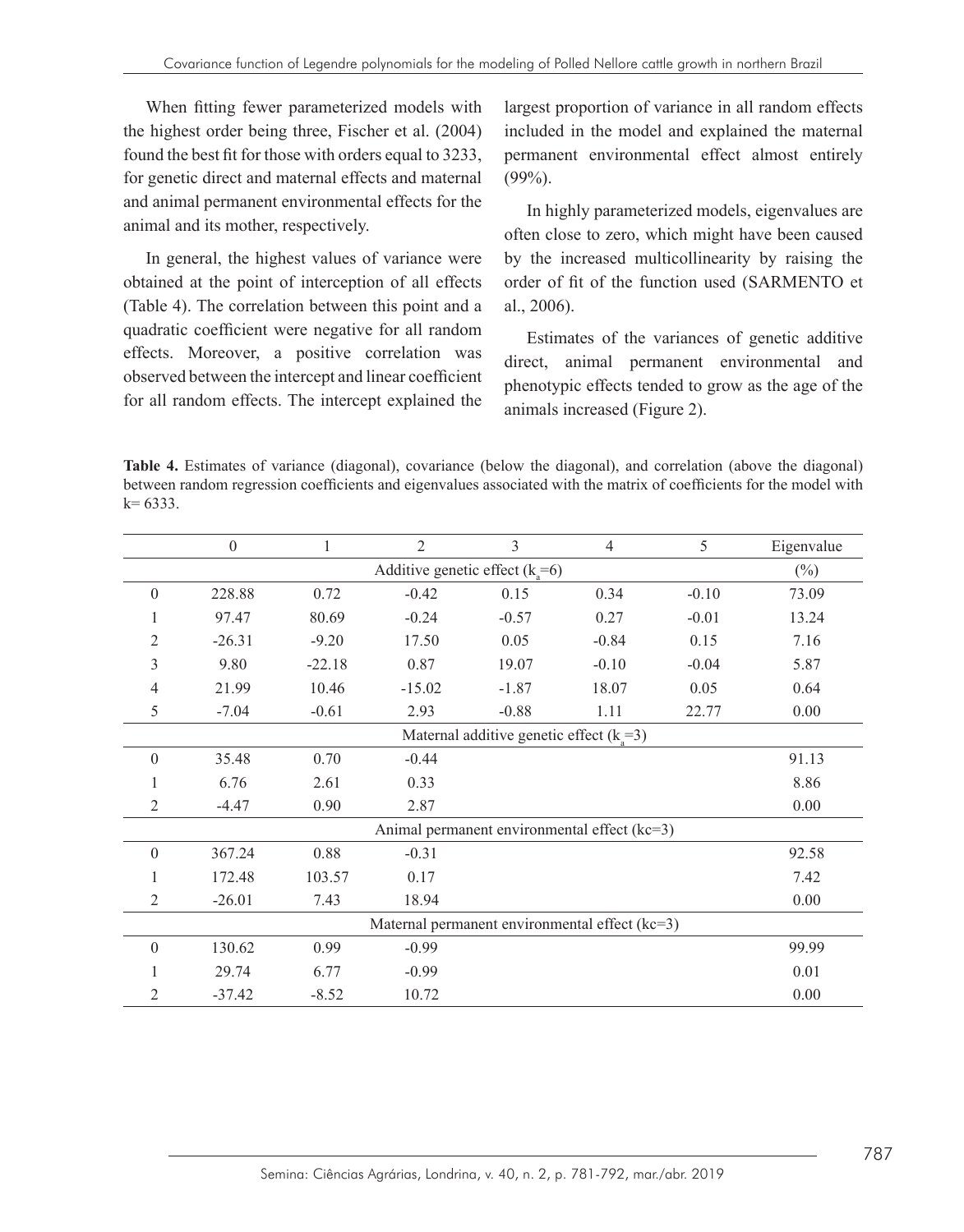When fitting fewer parameterized models with the highest order being three, Fischer et al. (2004) found the best fit for those with orders equal to 3233, for genetic direct and maternal effects and maternal and animal permanent environmental effects for the animal and its mother, respectively.

In general, the highest values of variance were obtained at the point of interception of all effects (Table 4). The correlation between this point and a quadratic coefficient were negative for all random effects. Moreover, a positive correlation was observed between the intercept and linear coefficient for all random effects. The intercept explained the largest proportion of variance in all random effects included in the model and explained the maternal permanent environmental effect almost entirely (99%).

In highly parameterized models, eigenvalues are often close to zero, which might have been caused by the increased multicollinearity by raising the order of fit of the function used (SARMENTO et al., 2006).

Estimates of the variances of genetic additive direct, animal permanent environmental and phenotypic effects tended to grow as the age of the animals increased (Figure 2).

**Table 4.** Estimates of variance (diagonal), covariance (below the diagonal), and correlation (above the diagonal) between random regression coefficients and eigenvalues associated with the matrix of coefficients for the model with k= 6333.

| | 0 | 1 | 2 | 3 | 4 | 5 | Eigenvalue |
|---|---|---|---|---|---|---|---|
| | | | Additive genetic effect ($k_a$=6) | | | | (%) |
| 0 | 228.88 | 0.72 | -0.42 | 0.15 | 0.34 | -0.10 | 73.09 |
| 1 | 97.47 | 80.69 | -0.24 | -0.57 | 0.27 | -0.01 | 13.24 |
| 2 | -26.31 | -9.20 | 17.50 | 0.05 | -0.84 | 0.15 | 7.16 |
| 3 | 9.80 | -22.18 | 0.87 | 19.07 | -0.10 | -0.04 | 5.87 |
| 4 | 21.99 | 10.46 | -15.02 | -1.87 | 18.07 | 0.05 | 0.64 |
| 5 | -7.04 | -0.61 | 2.93 | -0.88 | 1.11 | 22.77 | 0.00 |
| | | | Maternal additive genetic effect ($k_a$=3) | | | | |
| 0 | 35.48 | 0.70 | -0.44 | | | | 91.13 |
| 1 | 6.76 | 2.61 | 0.33 | | | | 8.86 |
| 2 | -4.47 | 0.90 | 2.87 | | | | 0.00 |
| | | | Animal permanent environmental effect (kc=3) | | | | |
| 0 | 367.24 | 0.88 | -0.31 | | | | 92.58 |
| 1 | 172.48 | 103.57 | 0.17 | | | | 7.42 |
| 2 | -26.01 | 7.43 | 18.94 | | | | 0.00 |
| | | | Maternal permanent environmental effect (kc=3) | | | | |
| 0 | 130.62 | 0.99 | -0.99 | | | | 99.99 |
| 1 | 29.74 | 6.77 | -0.99 | | | | 0.01 |
| 2 | -37.42 | -8.52 | 10.72 | | | | 0.00 |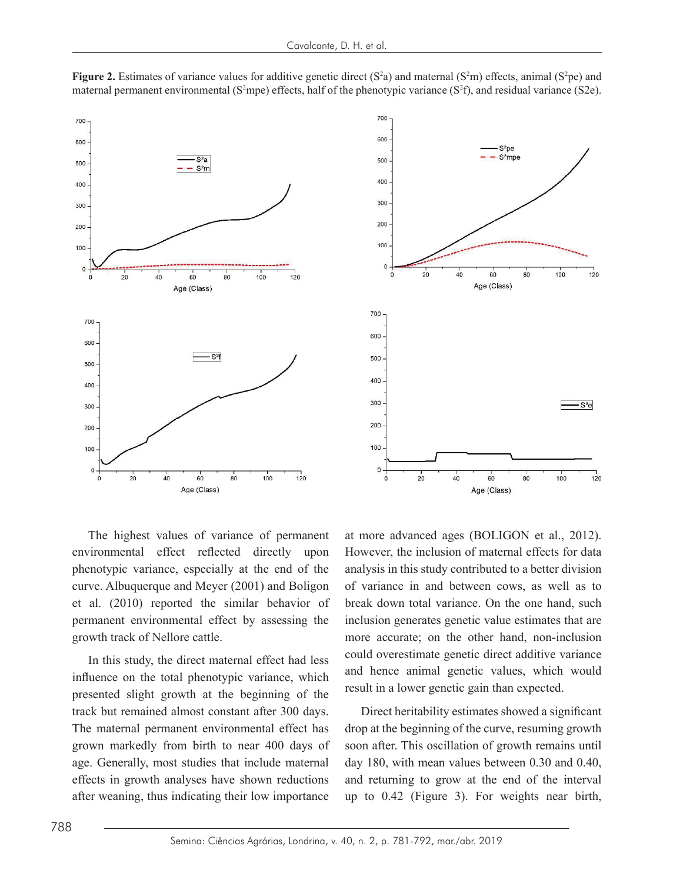**Figure 2.** Estimates of variance values for additive genetic direct ($S^2a$) and maternal ($S^2m$) effects, animal ($S^2pe$) and maternal permanent environmental ($S^2mpe$) effects, half of the phenotypic variance ($S^2f$), and residual variance (S2e).

The highest values of variance of permanent environmental effect reflected directly upon phenotypic variance, especially at the end of the curve. Albuquerque and Meyer (2001) and Boligon et al. (2010) reported the similar behavior of permanent environmental effect by assessing the growth track of Nellore cattle.

In this study, the direct maternal effect had less influence on the total phenotypic variance, which presented slight growth at the beginning of the track but remained almost constant after 300 days. The maternal permanent environmental effect has grown markedly from birth to near 400 days of age. Generally, most studies that include maternal effects in growth analyses have shown reductions after weaning, thus indicating their low importance at more advanced ages (BOLIGON et al., 2012). However, the inclusion of maternal effects for data analysis in this study contributed to a better division of variance in and between cows, as well as to break down total variance. On the one hand, such inclusion generates genetic value estimates that are more accurate; on the other hand, non-inclusion could overestimate genetic direct additive variance and hence animal genetic values, which would result in a lower genetic gain than expected.

Direct heritability estimates showed a significant drop at the beginning of the curve, resuming growth soon after. This oscillation of growth remains until day 180, with mean values between 0.30 and 0.40, and returning to grow at the end of the interval up to 0.42 (Figure 3). For weights near birth,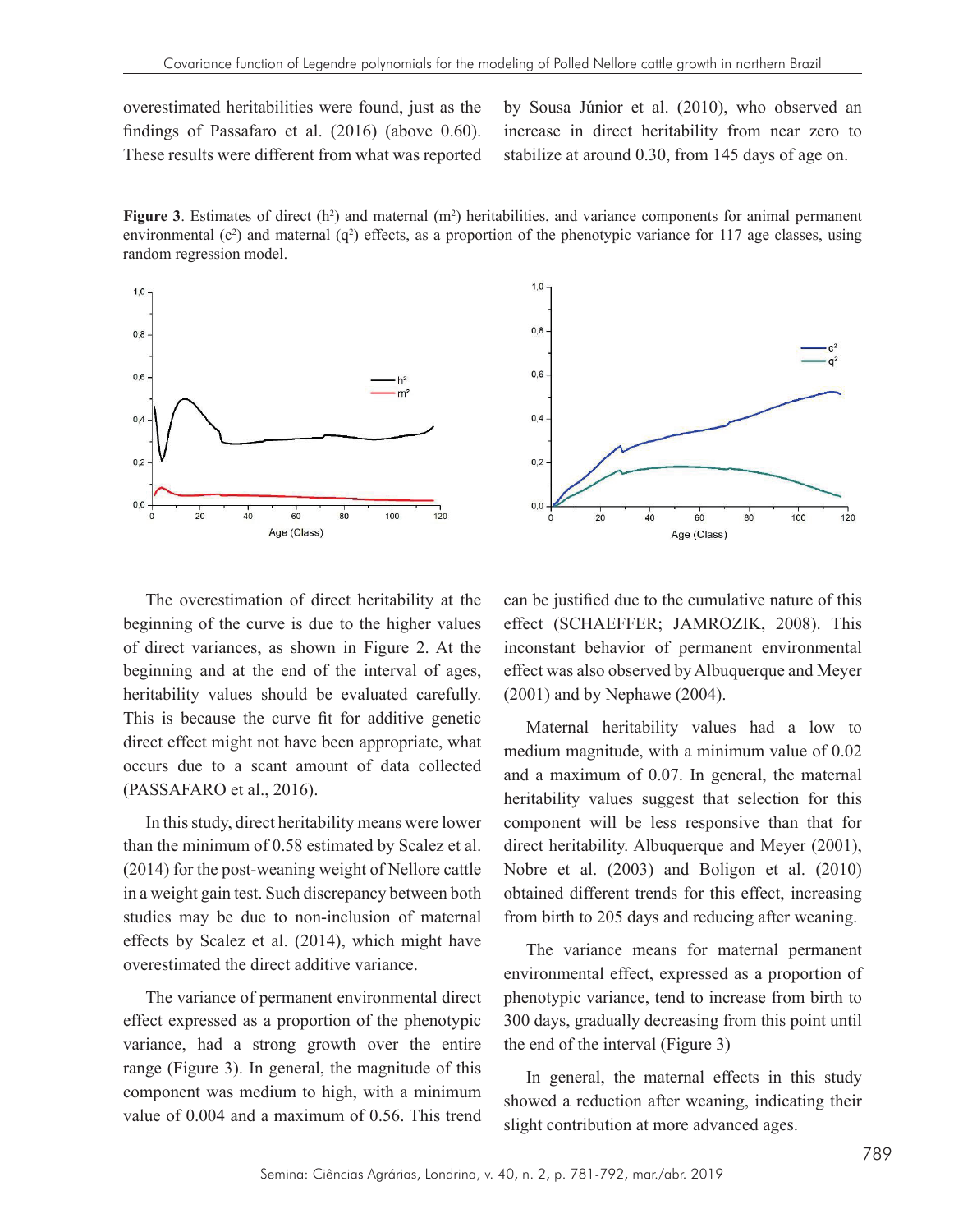overestimated heritabilities were found, just as the findings of Passafaro et al. (2016) (above 0.60). These results were different from what was reported by Sousa Júnior et al. (2010), who observed an increase in direct heritability from near zero to stabilize at around 0.30, from 145 days of age on.

**Figure 3**. Estimates of direct ($h^2$) and maternal ($m^2$) heritabilities, and variance components for animal permanent environmental ($c^2$) and maternal ($q^2$) effects, as a proportion of the phenotypic variance for 117 age classes, using random regression model.

The overestimation of direct heritability at the beginning of the curve is due to the higher values of direct variances, as shown in Figure 2. At the beginning and at the end of the interval of ages, heritability values should be evaluated carefully. This is because the curve fit for additive genetic direct effect might not have been appropriate, what occurs due to a scant amount of data collected (PASSAFARO et al., 2016).

In this study, direct heritability means were lower than the minimum of 0.58 estimated by Scalez et al. (2014) for the post-weaning weight of Nellore cattle in a weight gain test. Such discrepancy between both studies may be due to non-inclusion of maternal effects by Scalez et al. (2014), which might have overestimated the direct additive variance.

The variance of permanent environmental direct effect expressed as a proportion of the phenotypic variance, had a strong growth over the entire range (Figure 3). In general, the magnitude of this component was medium to high, with a minimum value of 0.004 and a maximum of 0.56. This trend can be justified due to the cumulative nature of this effect (SCHAEFFER; JAMROZIK, 2008). This inconstant behavior of permanent environmental effect was also observed by Albuquerque and Meyer (2001) and by Nephawe (2004).

Maternal heritability values had a low to medium magnitude, with a minimum value of 0.02 and a maximum of 0.07. In general, the maternal heritability values suggest that selection for this component will be less responsive than that for direct heritability. Albuquerque and Meyer (2001), Nobre et al. (2003) and Boligon et al. (2010) obtained different trends for this effect, increasing from birth to 205 days and reducing after weaning.

The variance means for maternal permanent environmental effect, expressed as a proportion of phenotypic variance, tend to increase from birth to 300 days, gradually decreasing from this point until the end of the interval (Figure 3)

In general, the maternal effects in this study showed a reduction after weaning, indicating their slight contribution at more advanced ages.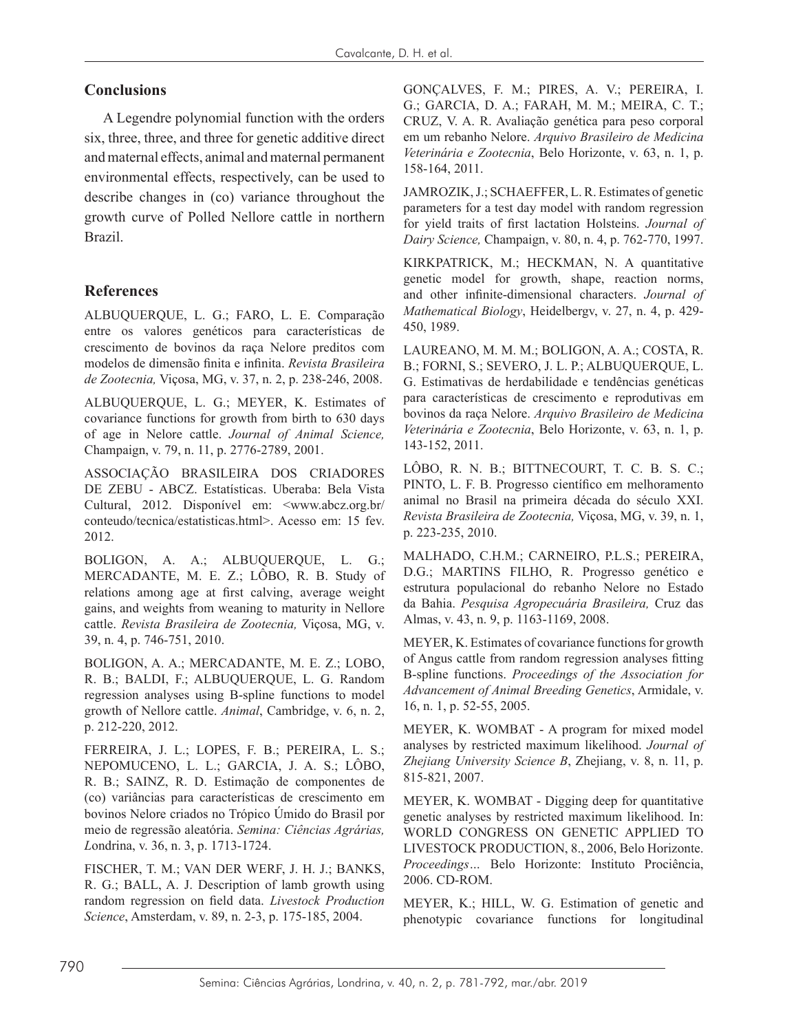## Conclusions

A Legendre polynomial function with the orders six, three, three, and three for genetic additive direct and maternal effects, animal and maternal permanent environmental effects, respectively, can be used to describe changes in (co) variance throughout the growth curve of Polled Nellore cattle in northern Brazil.

## References

ALBUQUERQUE, L. G.; FARO, L. E. Comparação entre os valores genéticos para características de crescimento de bovinos da raça Nelore preditos com modelos de dimensão finita e infinita. *Revista Brasileira de Zootecnia,* Viçosa, MG, v. 37, n. 2, p. 238-246, 2008.

ALBUQUERQUE, L. G.; MEYER, K. Estimates of covariance functions for growth from birth to 630 days of age in Nelore cattle. *Journal of Animal Science,* Champaign, v. 79, n. 11, p. 2776-2789, 2001.

ASSOCIAÇÃO BRASILEIRA DOS CRIADORES DE ZEBU - ABCZ. Estatísticas. Uberaba: Bela Vista Cultural, 2012. Disponível em: <www.abcz.org.br/conteudo/tecnica/estatisticas.html>. Acesso em: 15 fev. 2012.

BOLIGON, A. A.; ALBUQUERQUE, L. G.; MERCADANTE, M. E. Z.; LÔBO, R. B. Study of relations among age at first calving, average weight gains, and weights from weaning to maturity in Nellore cattle. *Revista Brasileira de Zootecnia,* Viçosa, MG, v. 39, n. 4, p. 746-751, 2010.

BOLIGON, A. A.; MERCADANTE, M. E. Z.; LOBO, R. B.; BALDI, F.; ALBUQUERQUE, L. G. Random regression analyses using B-spline functions to model growth of Nellore cattle. *Animal*, Cambridge, v. 6, n. 2, p. 212-220, 2012.

FERREIRA, J. L.; LOPES, F. B.; PEREIRA, L. S.; NEPOMUCENO, L. L.; GARCIA, J. A. S.; LÔBO, R. B.; SAINZ, R. D. Estimação de componentes de (co) variâncias para características de crescimento em bovinos Nelore criados no Trópico Úmido do Brasil por meio de regressão aleatória. *Semina: Ciências Agrárias, L*ondrina, v. 36, n. 3, p. 1713-1724.

FISCHER, T. M.; VAN DER WERF, J. H. J.; BANKS, R. G.; BALL, A. J. Description of lamb growth using random regression on field data. *Livestock Production Science*, Amsterdam, v. 89, n. 2-3, p. 175-185, 2004.

GONÇALVES, F. M.; PIRES, A. V.; PEREIRA, I. G.; GARCIA, D. A.; FARAH, M. M.; MEIRA, C. T.; CRUZ, V. A. R. Avaliação genética para peso corporal em um rebanho Nelore. *Arquivo Brasileiro de Medicina Veterinária e Zootecnia*, Belo Horizonte, v. 63, n. 1, p. 158-164, 2011.

JAMROZIK, J.; SCHAEFFER, L. R. Estimates of genetic parameters for a test day model with random regression for yield traits of first lactation Holsteins. *Journal of Dairy Science,* Champaign, v. 80, n. 4, p. 762-770, 1997.

KIRKPATRICK, M.; HECKMAN, N. A quantitative genetic model for growth, shape, reaction norms, and other infinite-dimensional characters. *Journal of Mathematical Biology*, Heidelbergv, v. 27, n. 4, p. 429-450, 1989.

LAUREANO, M. M. M.; BOLIGON, A. A.; COSTA, R. B.; FORNI, S.; SEVERO, J. L. P.; ALBUQUERQUE, L. G. Estimativas de herdabilidade e tendências genéticas para características de crescimento e reprodutivas em bovinos da raça Nelore. *Arquivo Brasileiro de Medicina Veterinária e Zootecnia*, Belo Horizonte, v. 63, n. 1, p. 143-152, 2011.

LÔBO, R. N. B.; BITTNECOURT, T. C. B. S. C.; PINTO, L. F. B. Progresso científico em melhoramento animal no Brasil na primeira década do século XXI. *Revista Brasileira de Zootecnia,* Viçosa, MG, v. 39, n. 1, p. 223-235, 2010.

MALHADO, C.H.M.; CARNEIRO, P.L.S.; PEREIRA, D.G.; MARTINS FILHO, R. Progresso genético e estrutura populacional do rebanho Nelore no Estado da Bahia. *Pesquisa Agropecuária Brasileira,* Cruz das Almas, v. 43, n. 9, p. 1163-1169, 2008.

MEYER, K. Estimates of covariance functions for growth of Angus cattle from random regression analyses fitting B-spline functions. *Proceedings of the Association for Advancement of Animal Breeding Genetics*, Armidale, v. 16, n. 1, p. 52-55, 2005.

MEYER, K. WOMBAT - A program for mixed model analyses by restricted maximum likelihood. *Journal of Zhejiang University Science B*, Zhejiang, v. 8, n. 11, p. 815-821, 2007.

MEYER, K. WOMBAT - Digging deep for quantitative genetic analyses by restricted maximum likelihood. In: WORLD CONGRESS ON GENETIC APPLIED TO LIVESTOCK PRODUCTION, 8., 2006, Belo Horizonte. *Proceedings...* Belo Horizonte: Instituto Prociência, 2006. CD-ROM.

MEYER, K.; HILL, W. G. Estimation of genetic and phenotypic covariance functions for longitudinal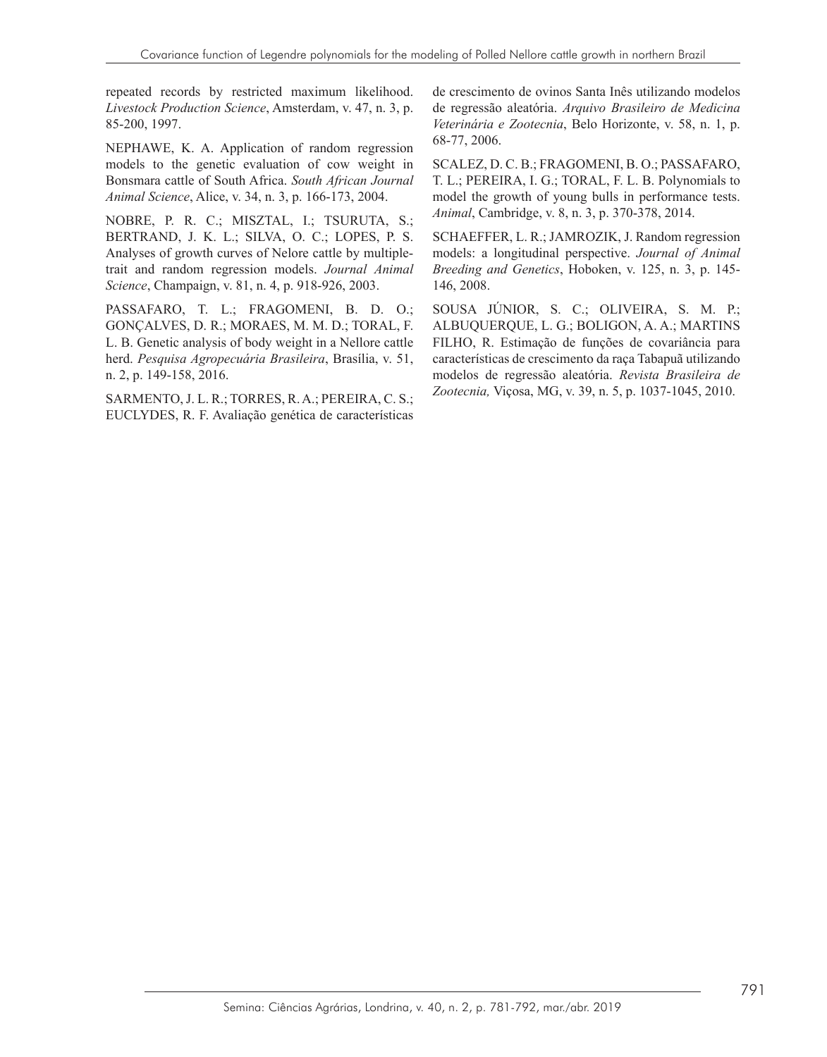repeated records by restricted maximum likelihood. *Livestock Production Science*, Amsterdam, v. 47, n. 3, p. 85-200, 1997.

NEPHAWE, K. A. Application of random regression models to the genetic evaluation of cow weight in Bonsmara cattle of South Africa. *South African Journal Animal Science*, Alice, v. 34, n. 3, p. 166-173, 2004.

NOBRE, P. R. C.; MISZTAL, I.; TSURUTA, S.; BERTRAND, J. K. L.; SILVA, O. C.; LOPES, P. S. Analyses of growth curves of Nelore cattle by multiple-trait and random regression models. *Journal Animal Science*, Champaign, v. 81, n. 4, p. 918-926, 2003.

PASSAFARO, T. L.; FRAGOMENI, B. D. O.; GONÇALVES, D. R.; MORAES, M. M. D.; TORAL, F. L. B. Genetic analysis of body weight in a Nellore cattle herd. *Pesquisa Agropecuária Brasileira*, Brasília, v. 51, n. 2, p. 149-158, 2016.

SARMENTO, J. L. R.; TORRES, R. A.; PEREIRA, C. S.; EUCLYDES, R. F. Avaliação genética de características de crescimento de ovinos Santa Inês utilizando modelos de regressão aleatória. *Arquivo Brasileiro de Medicina Veterinária e Zootecnia*, Belo Horizonte, v. 58, n. 1, p. 68-77, 2006.

SCALEZ, D. C. B.; FRAGOMENI, B. O.; PASSAFARO, T. L.; PEREIRA, I. G.; TORAL, F. L. B. Polynomials to model the growth of young bulls in performance tests. *Animal*, Cambridge, v. 8, n. 3, p. 370-378, 2014.

SCHAEFFER, L. R.; JAMROZIK, J. Random regression models: a longitudinal perspective. *Journal of Animal Breeding and Genetics*, Hoboken, v. 125, n. 3, p. 145-146, 2008.

SOUSA JÚNIOR, S. C.; OLIVEIRA, S. M. P.; ALBUQUERQUE, L. G.; BOLIGON, A. A.; MARTINS FILHO, R. Estimação de funções de covariância para características de crescimento da raça Tabapuã utilizando modelos de regressão aleatória. *Revista Brasileira de Zootecnia,* Viçosa, MG, v. 39, n. 5, p. 1037-1045, 2010.